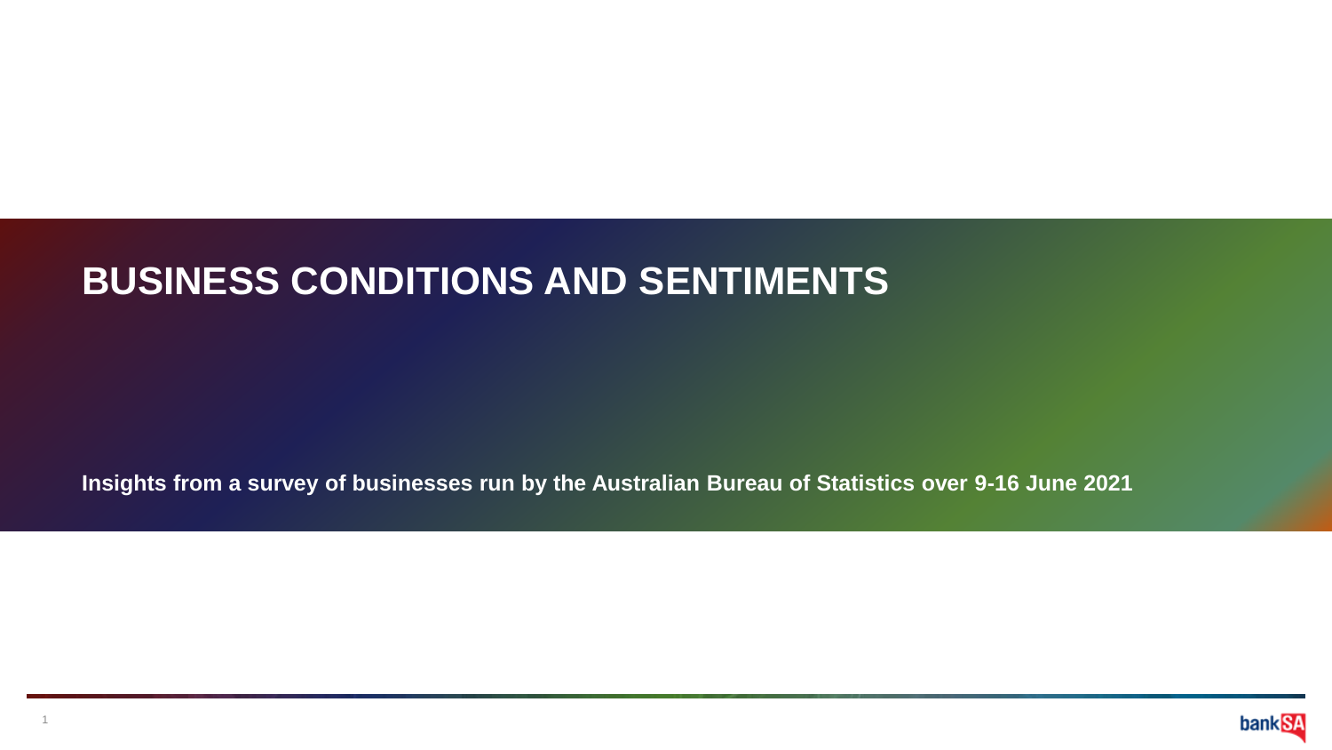# BUSINESS CONDITIONS AND SENTIMENTS

**Insights from a survey of businesses run by the Australian Bureau of Statistics over 9-16 June 2021**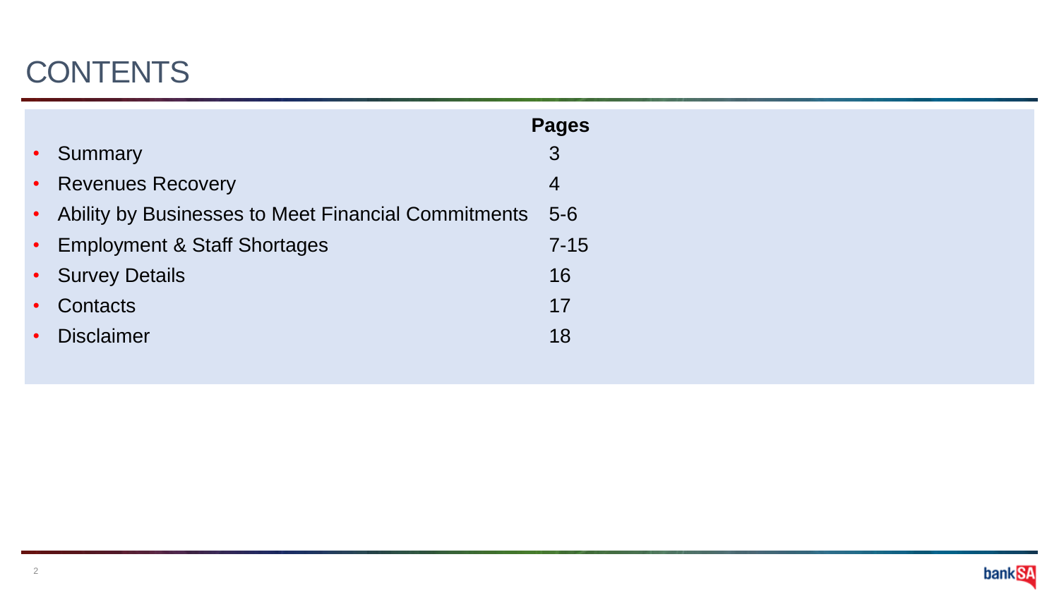# CONTENTS

| | Pages |
|---|---|
| • Summary | 3 |
| • Revenues Recovery | 4 |
| • Ability by Businesses to Meet Financial Commitments | 5-6 |
| • Employment & Staff Shortages | 7-15 |
| • Survey Details | 16 |
| • Contacts | 17 |
| • Disclaimer | 18 |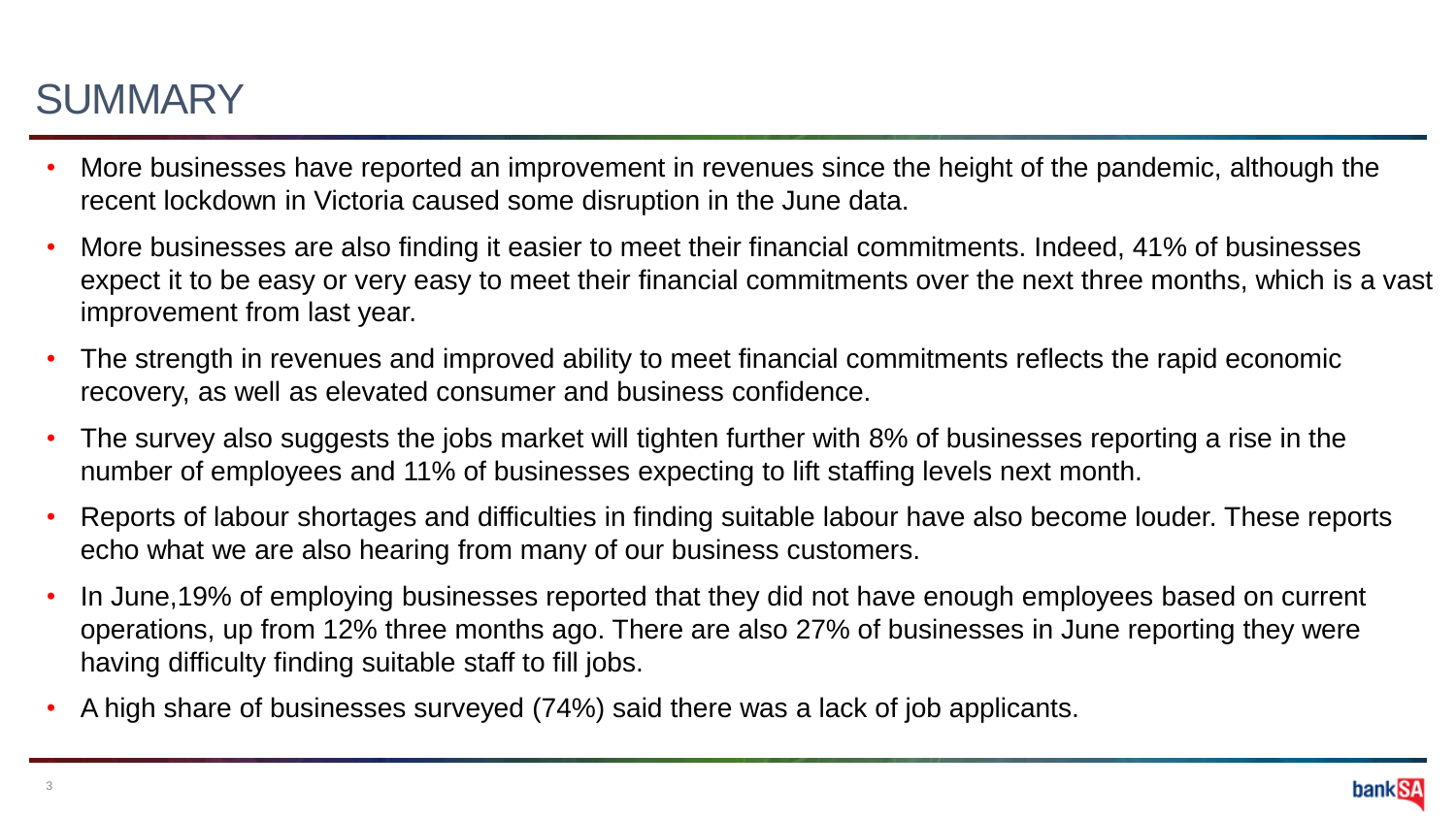# SUMMARY

- More businesses have reported an improvement in revenues since the height of the pandemic, although the recent lockdown in Victoria caused some disruption in the June data.
- More businesses are also finding it easier to meet their financial commitments. Indeed, 41% of businesses expect it to be easy or very easy to meet their financial commitments over the next three months, which is a vast improvement from last year.
- The strength in revenues and improved ability to meet financial commitments reflects the rapid economic recovery, as well as elevated consumer and business confidence.
- The survey also suggests the jobs market will tighten further with 8% of businesses reporting a rise in the number of employees and 11% of businesses expecting to lift staffing levels next month.
- Reports of labour shortages and difficulties in finding suitable labour have also become louder. These reports echo what we are also hearing from many of our business customers.
- In June,19% of employing businesses reported that they did not have enough employees based on current operations, up from 12% three months ago. There are also 27% of businesses in June reporting they were having difficulty finding suitable staff to fill jobs.
- A high share of businesses surveyed (74%) said there was a lack of job applicants.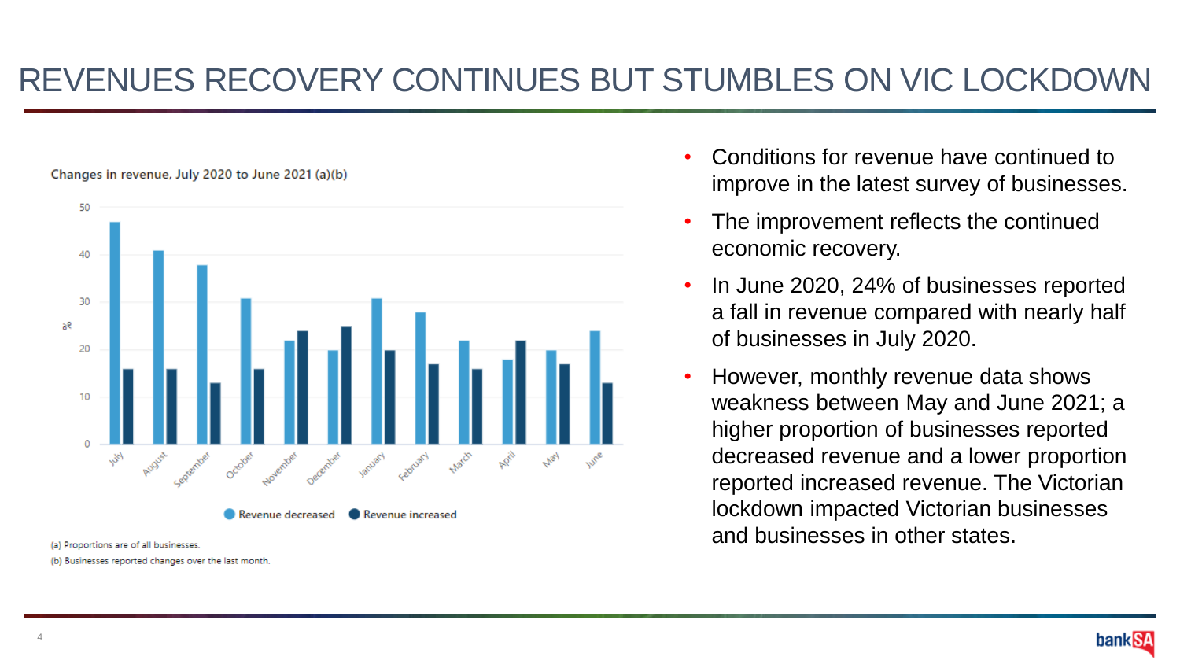# REVENUES RECOVERY CONTINUES BUT STUMBLES ON VIC LOCKDOWN

**Changes in revenue, July 2020 to June 2021 (a)(b)**

| Month | Revenue decreased (%) | Revenue increased (%) |
| --- | --- | --- |
| July | 47 | 16 |
| August | 41 | 16 |
| September | 38 | 13 |
| October | 31 | 16 |
| November | 22 | 24 |
| December | 20 | 25 |
| January | 31 | 20 |
| February | 28 | 17 |
| March | 22 | 16 |
| April | 18 | 22 |
| May | 20 | 17 |
| June | 24 | 13 |

(a) Proportions are of all businesses.

(b) Businesses reported changes over the last month.

- Conditions for revenue have continued to improve in the latest survey of businesses.
- The improvement reflects the continued economic recovery.
- In June 2020, 24% of businesses reported a fall in revenue compared with nearly half of businesses in July 2020.
- However, monthly revenue data shows weakness between May and June 2021; a higher proportion of businesses reported decreased revenue and a lower proportion reported increased revenue. The Victorian lockdown impacted Victorian businesses and businesses in other states.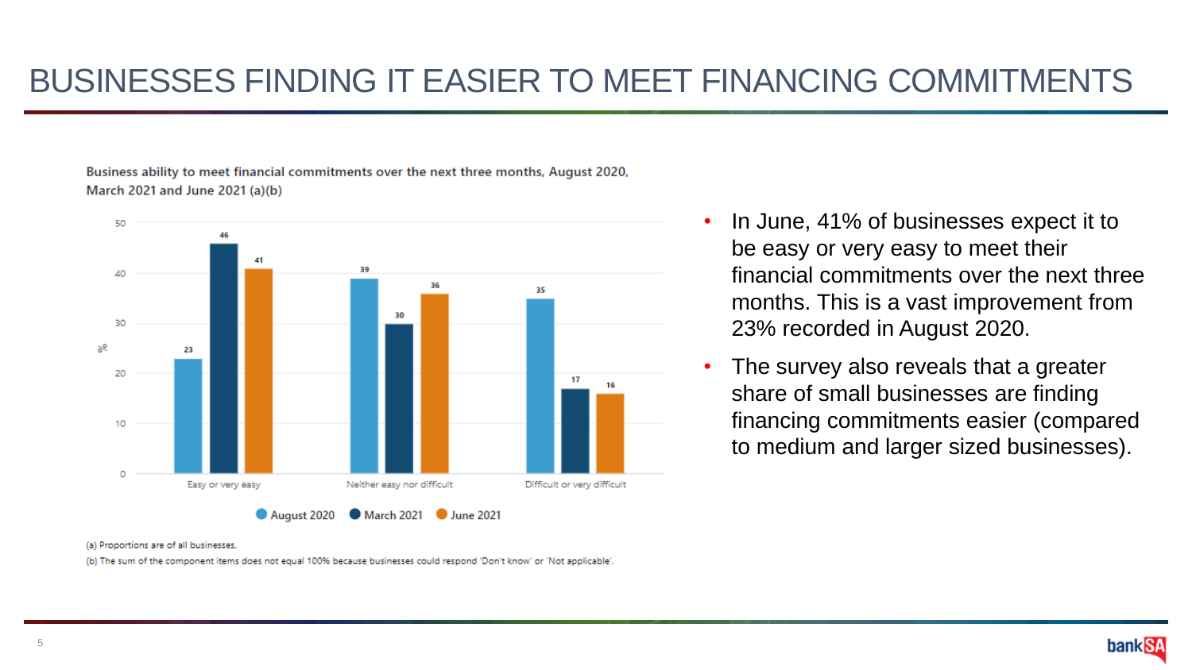# BUSINESSES FINDING IT EASIER TO MEET FINANCING COMMITMENTS

**Business ability to meet financial commitments over the next three months, August 2020, March 2021 and June 2021 (a)(b)**

| % | August 2020 | March 2021 | June 2021 |
|---|---|---|---|
| Easy or very easy | 23 | 46 | 41 |
| Neither easy nor difficult | 39 | 30 | 36 |
| Difficult or very difficult | 35 | 17 | 16 |

(a) Proportions are of all businesses.

(b) The sum of the component items does not equal 100% because businesses could respond 'Don't know' or 'Not applicable'.

- In June, 41% of businesses expect it to be easy or very easy to meet their financial commitments over the next three months. This is a vast improvement from 23% recorded in August 2020.
- The survey also reveals that a greater share of small businesses are finding financing commitments easier (compared to medium and larger sized businesses).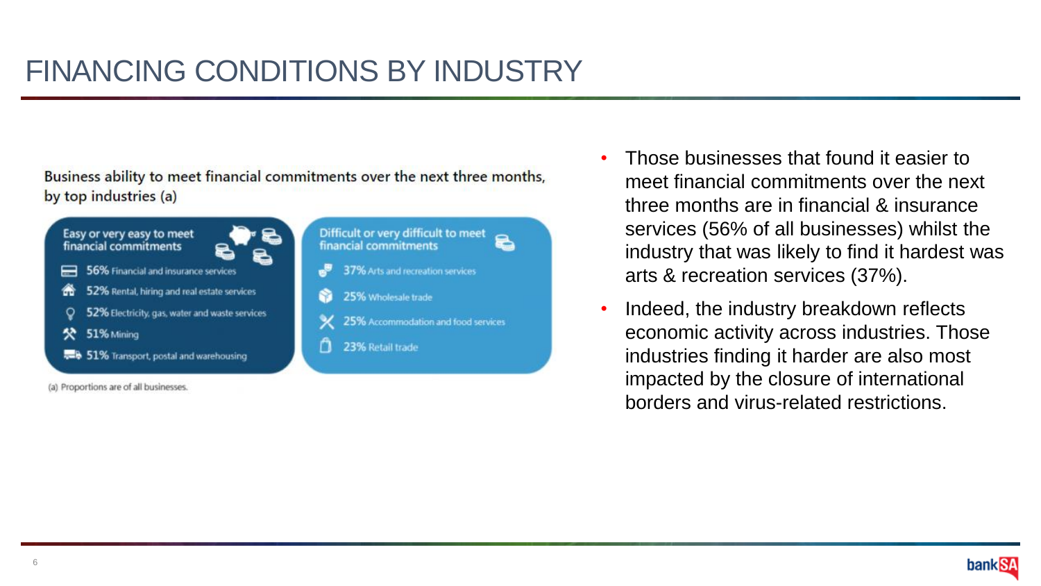# FINANCING CONDITIONS BY INDUSTRY

Business ability to meet financial commitments over the next three months, by top industries (a)

**Easy or very easy to meet financial commitments**

- 56% Financial and insurance services
- 52% Rental, hiring and real estate services
- 52% Electricity, gas, water and waste services
- 51% Mining
- 51% Transport, postal and warehousing

**Difficult or very difficult to meet financial commitments**

- 37% Arts and recreation services
- 25% Wholesale trade
- 25% Accommodation and food services
- 23% Retail trade

(a) Proportions are of all businesses.

- Those businesses that found it easier to meet financial commitments over the next three months are in financial & insurance services (56% of all businesses) whilst the industry that was likely to find it hardest was arts & recreation services (37%).
- Indeed, the industry breakdown reflects economic activity across industries. Those industries finding it harder are also most impacted by the closure of international borders and virus-related restrictions.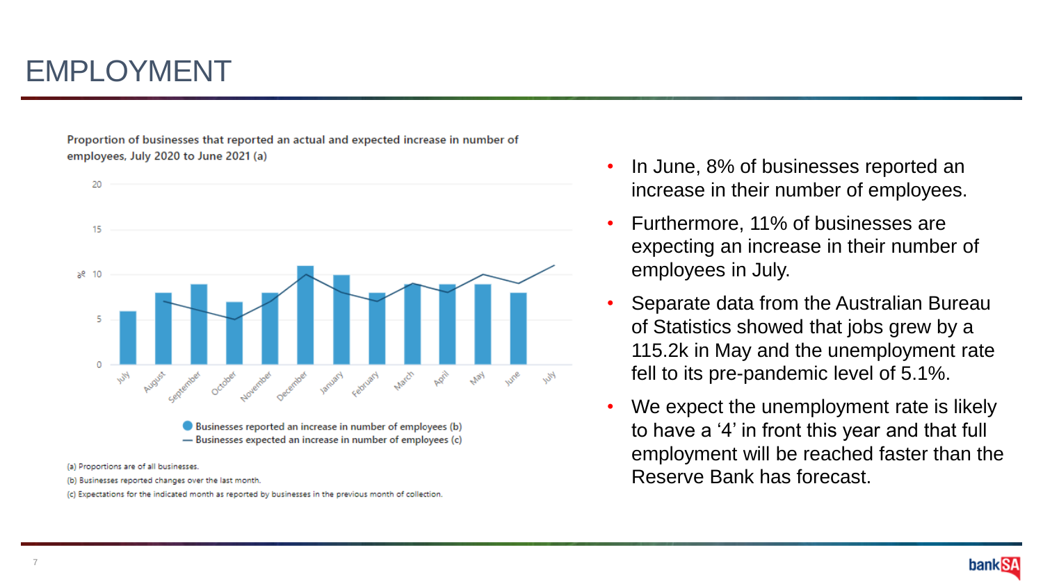# EMPLOYMENT

Proportion of businesses that reported an actual and expected increase in number of employees, July 2020 to June 2021 (a)

| Month | Businesses reported an increase in number of employees (b) (%) | Businesses expected an increase in number of employees (c) (%) |
|---|---|---|
| July | 6 | |
| August | 8 | 7 |
| September | 9 | 6 |
| October | 7 | 5 |
| November | 8 | 7 |
| December | 11 | 10 |
| January | 10 | 8 |
| February | 8 | 7 |
| March | 9 | 9 |
| April | 9 | 8 |
| May | 9 | 10 |
| June | 8 | 9 |
| July | | 11 |

(a) Proportions are of all businesses.

(b) Businesses reported changes over the last month.

(c) Expectations for the indicated month as reported by businesses in the previous month of collection.

- In June, 8% of businesses reported an increase in their number of employees.
- Furthermore, 11% of businesses are expecting an increase in their number of employees in July.
- Separate data from the Australian Bureau of Statistics showed that jobs grew by a 115.2k in May and the unemployment rate fell to its pre-pandemic level of 5.1%.
- We expect the unemployment rate is likely to have a '4' in front this year and that full employment will be reached faster than the Reserve Bank has forecast.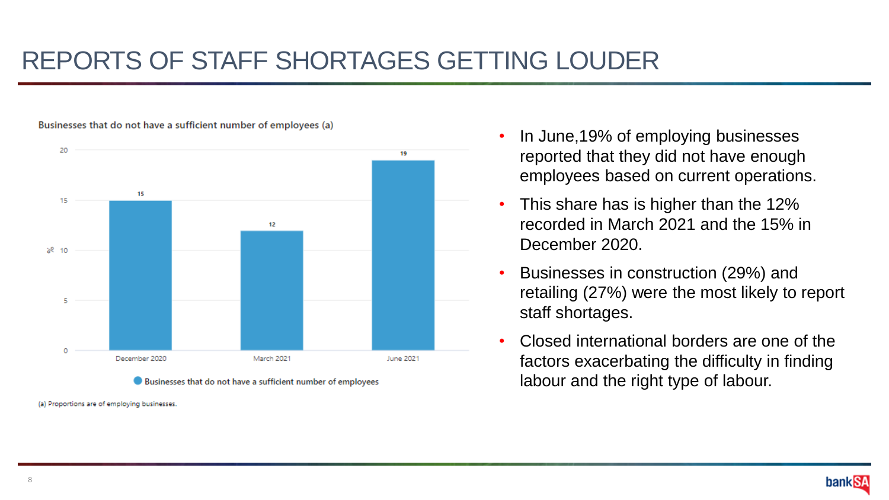# REPORTS OF STAFF SHORTAGES GETTING LOUDER

**Businesses that do not have a sufficient number of employees (a)**

| | December 2020 | March 2021 | June 2021 |
|---|---|---|---|
| Businesses that do not have a sufficient number of employees (%) | 15 | 12 | 19 |

(a) Proportions are of employing businesses.

- In June,19% of employing businesses reported that they did not have enough employees based on current operations.
- This share has is higher than the 12% recorded in March 2021 and the 15% in December 2020.
- Businesses in construction (29%) and retailing (27%) were the most likely to report staff shortages.
- Closed international borders are one of the factors exacerbating the difficulty in finding labour and the right type of labour.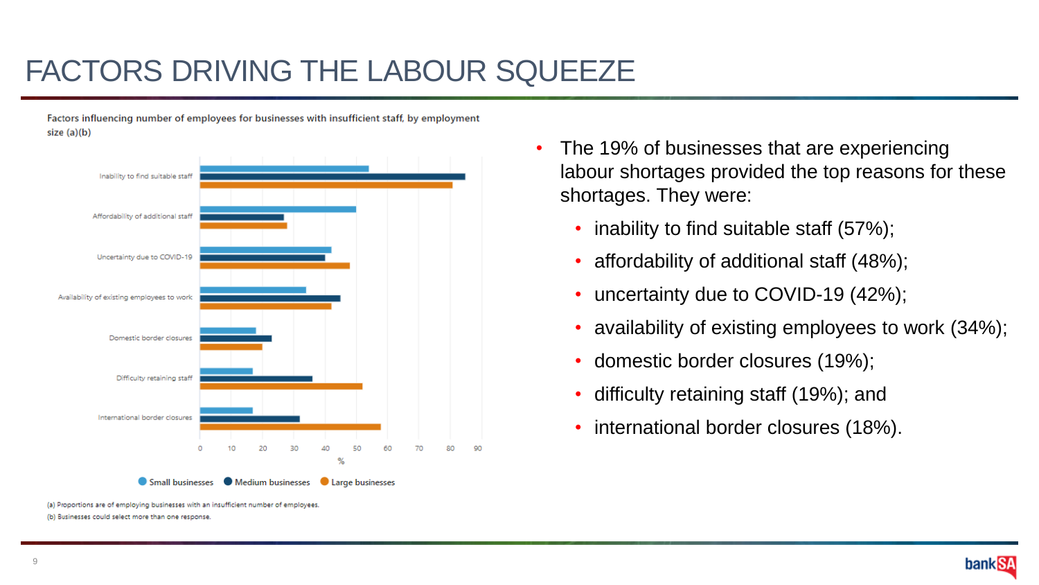# FACTORS DRIVING THE LABOUR SQUEEZE

Factors influencing number of employees for businesses with insufficient staff, by employment size (a)(b)

Inability to find suitable staff

Affordability of additional staff

Uncertainty due to COVID-19

Availability of existing employees to work

Domestic border closures

Difficulty retaining staff

International border closures

0 10 20 30 40 50 60 70 80 90

%

Small businesses · Medium businesses · Large businesses

(a) Proportions are of employing businesses with an insufficient number of employees.

(b) Businesses could select more than one response.

- The 19% of businesses that are experiencing labour shortages provided the top reasons for these shortages. They were:
  - inability to find suitable staff (57%);
  - affordability of additional staff (48%);
  - uncertainty due to COVID-19 (42%);
  - availability of existing employees to work (34%);
  - domestic border closures (19%);
  - difficulty retaining staff (19%); and
  - international border closures (18%).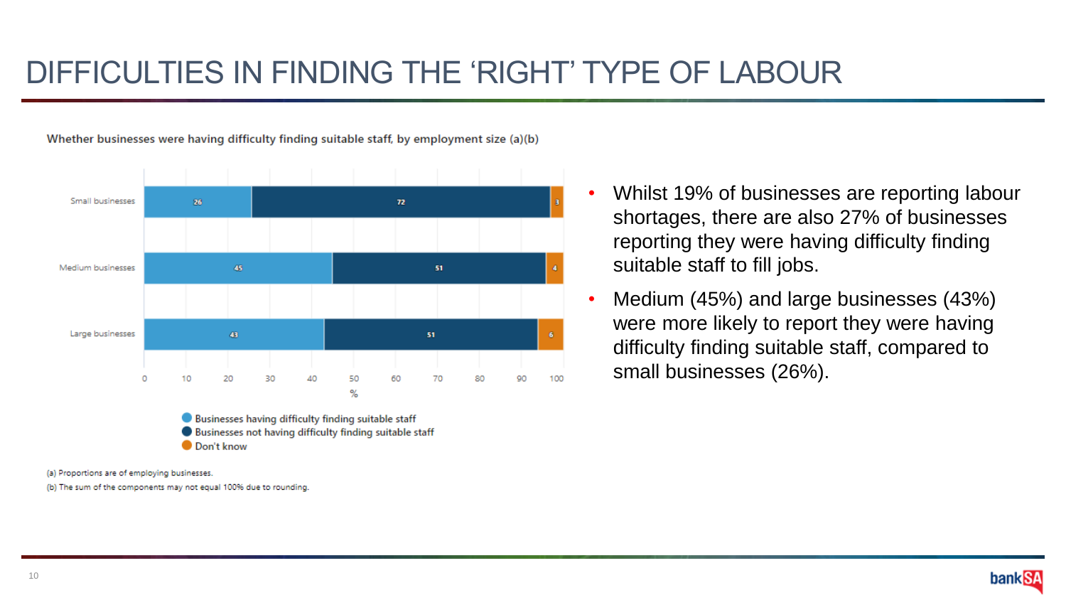# DIFFICULTIES IN FINDING THE 'RIGHT' TYPE OF LABOUR

**Whether businesses were having difficulty finding suitable staff, by employment size (a)(b)**

| | Businesses having difficulty finding suitable staff | Businesses not having difficulty finding suitable staff | Don't know |
|---|---|---|---|
| Small businesses | 26 | 72 | 3 |
| Medium businesses | 45 | 51 | 4 |
| Large businesses | 43 | 51 | 6 |

(a) Proportions are of employing businesses.

(b) The sum of the components may not equal 100% due to rounding.

- Whilst 19% of businesses are reporting labour shortages, there are also 27% of businesses reporting they were having difficulty finding suitable staff to fill jobs.
- Medium (45%) and large businesses (43%) were more likely to report they were having difficulty finding suitable staff, compared to small businesses (26%).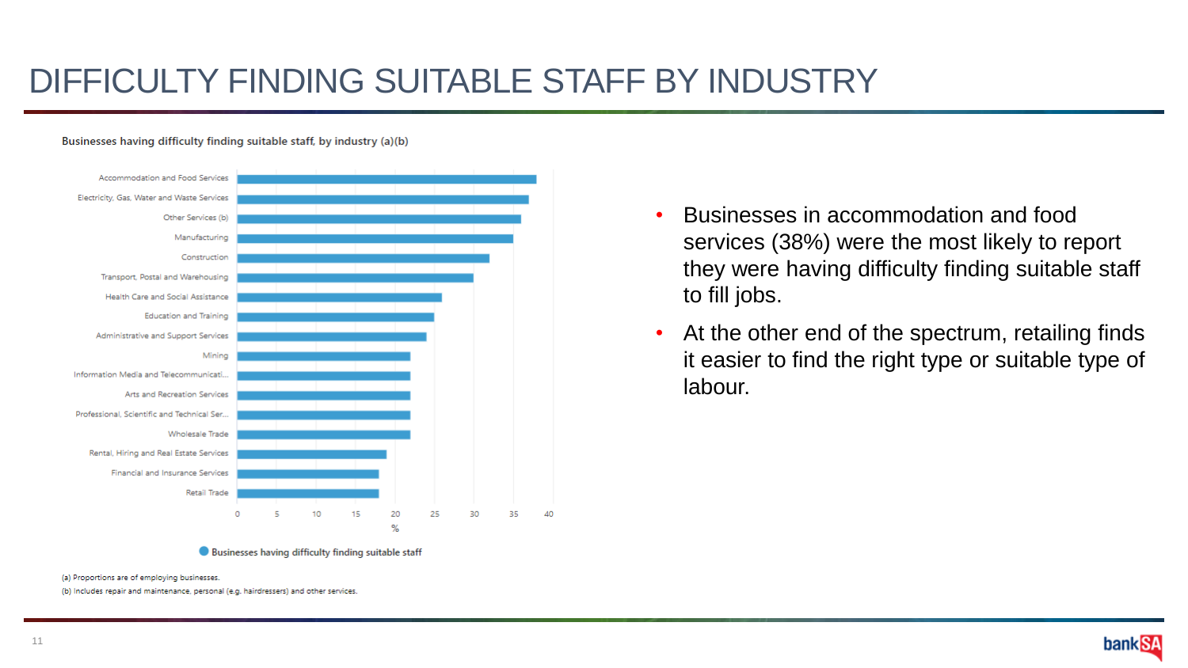# DIFFICULTY FINDING SUITABLE STAFF BY INDUSTRY

Businesses having difficulty finding suitable staff, by industry (a)(b)

| Industry | Businesses having difficulty finding suitable staff (%) |
|---|---|
| Accommodation and Food Services | 38 |
| Electricity, Gas, Water and Waste Services | 37 |
| Other Services (b) | 36 |
| Manufacturing | 35 |
| Construction | 32 |
| Transport, Postal and Warehousing | 30 |
| Health Care and Social Assistance | 26 |
| Education and Training | 25 |
| Administrative and Support Services | 24 |
| Mining | 22 |
| Information Media and Telecommunicati... | 22 |
| Arts and Recreation Services | 22 |
| Professional, Scientific and Technical Ser... | 22 |
| Wholesale Trade | 22 |
| Rental, Hiring and Real Estate Services | 19 |
| Financial and Insurance Services | 18 |
| Retail Trade | 18 |

(a) Proportions are of employing businesses.
(b) Includes repair and maintenance, personal (e.g. hairdressers) and other services.

- Businesses in accommodation and food services (38%) were the most likely to report they were having difficulty finding suitable staff to fill jobs.
- At the other end of the spectrum, retailing finds it easier to find the right type or suitable type of labour.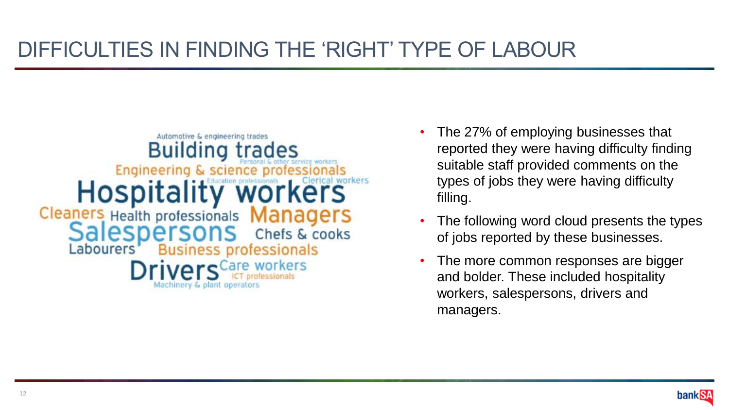# DIFFICULTIES IN FINDING THE 'RIGHT' TYPE OF LABOUR

Automotive & engineering trades
Building trades
Personal & other service workers
Engineering & science professionals
Education professionals
Clerical workers
Hospitality workers
Cleaners
Health professionals
Managers
Salespersons
Chefs & cooks
Labourers
Business professionals
Drivers
Care workers
ICT professionals
Machinery & plant operators

- The 27% of employing businesses that reported they were having difficulty finding suitable staff provided comments on the types of jobs they were having difficulty filling.
- The following word cloud presents the types of jobs reported by these businesses.
- The more common responses are bigger and bolder. These included hospitality workers, salespersons, drivers and managers.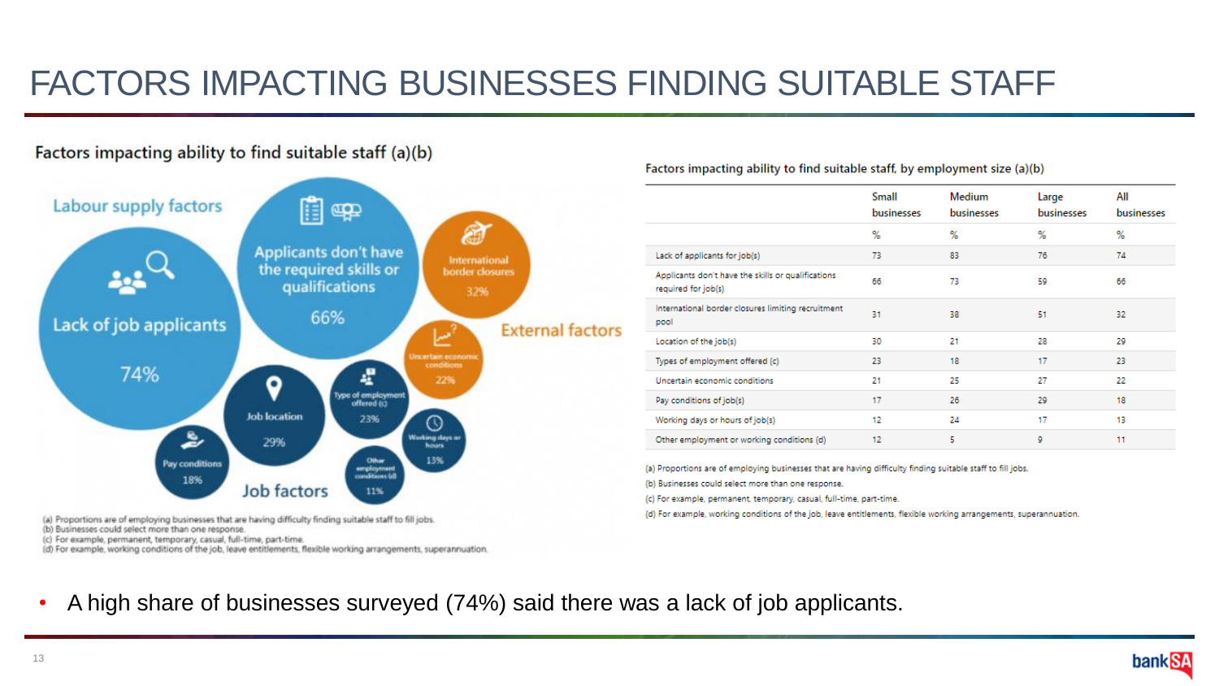# FACTORS IMPACTING BUSINESSES FINDING SUITABLE STAFF

Factors impacting ability to find suitable staff (a)(b)

**Labour supply factors**

- Lack of job applicants 74%
- Applicants don't have the required skills or qualifications 66%

**External factors**

- International border closures 32%
- Uncertain economic conditions 22%

**Job factors**

- Job location 29%
- Type of employment offered (c) 23%
- Pay conditions 18%
- Working days or hours 13%
- Other employment conditions (d) 11%

(a) Proportions are of employing businesses that are having difficulty finding suitable staff to fill jobs.
(b) Businesses could select more than one response.
(c) For example, permanent, temporary, casual, full-time, part-time.
(d) For example, working conditions of the job, leave entitlements, flexible working arrangements, superannuation.

Factors impacting ability to find suitable staff, by employment size (a)(b)

| | Small businesses | Medium businesses | Large businesses | All businesses |
|---|---|---|---|---|
| | % | % | % | % |
| Lack of applicants for job(s) | 73 | 83 | 76 | 74 |
| Applicants don't have the skills or qualifications required for job(s) | 66 | 73 | 59 | 66 |
| International border closures limiting recruitment pool | 31 | 38 | 51 | 32 |
| Location of the job(s) | 30 | 21 | 28 | 29 |
| Types of employment offered (c) | 23 | 18 | 17 | 23 |
| Uncertain economic conditions | 21 | 25 | 27 | 22 |
| Pay conditions of job(s) | 17 | 26 | 29 | 18 |
| Working days or hours of job(s) | 12 | 24 | 17 | 13 |
| Other employment or working conditions (d) | 12 | 5 | 9 | 11 |

(a) Proportions are of employing businesses that are having difficulty finding suitable staff to fill jobs.
(b) Businesses could select more than one response.
(c) For example, permanent, temporary, casual, full-time, part-time.
(d) For example, working conditions of the job, leave entitlements, flexible working arrangements, superannuation.

- A high share of businesses surveyed (74%) said there was a lack of job applicants.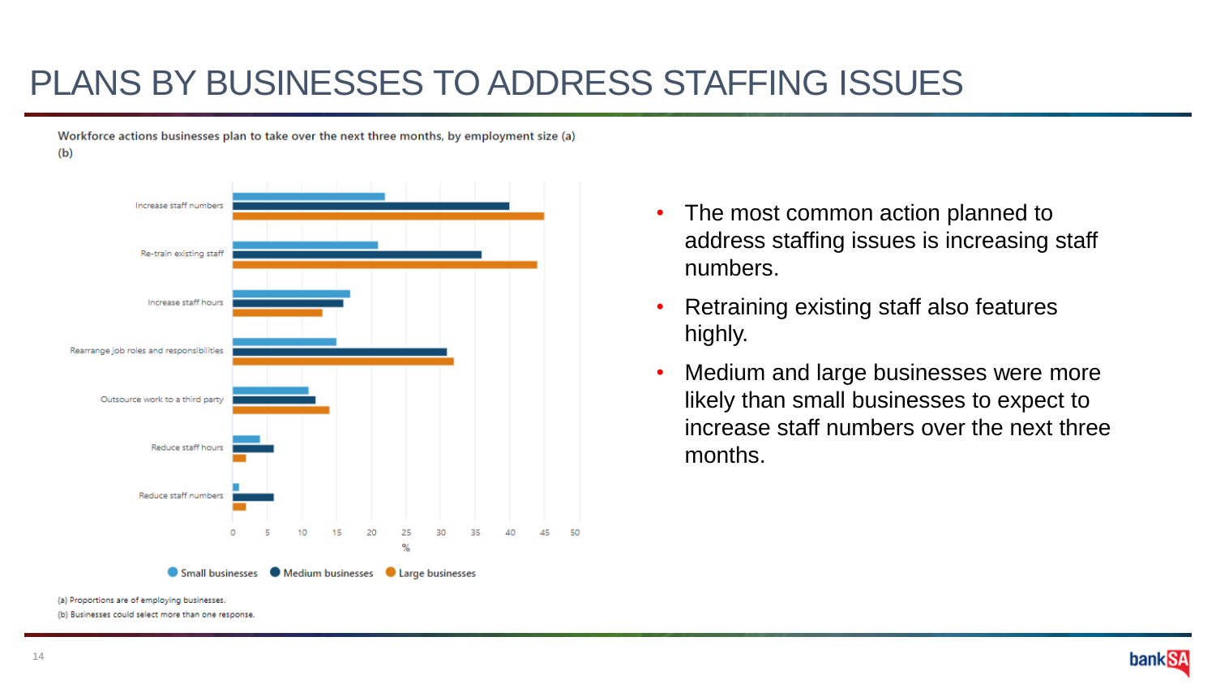# PLANS BY BUSINESSES TO ADDRESS STAFFING ISSUES

Workforce actions businesses plan to take over the next three months, by employment size (a) (b)

(a) Proportions are of employing businesses.

(b) Businesses could select more than one response.

- The most common action planned to address staffing issues is increasing staff numbers.
- Retraining existing staff also features highly.
- Medium and large businesses were more likely than small businesses to expect to increase staff numbers over the next three months.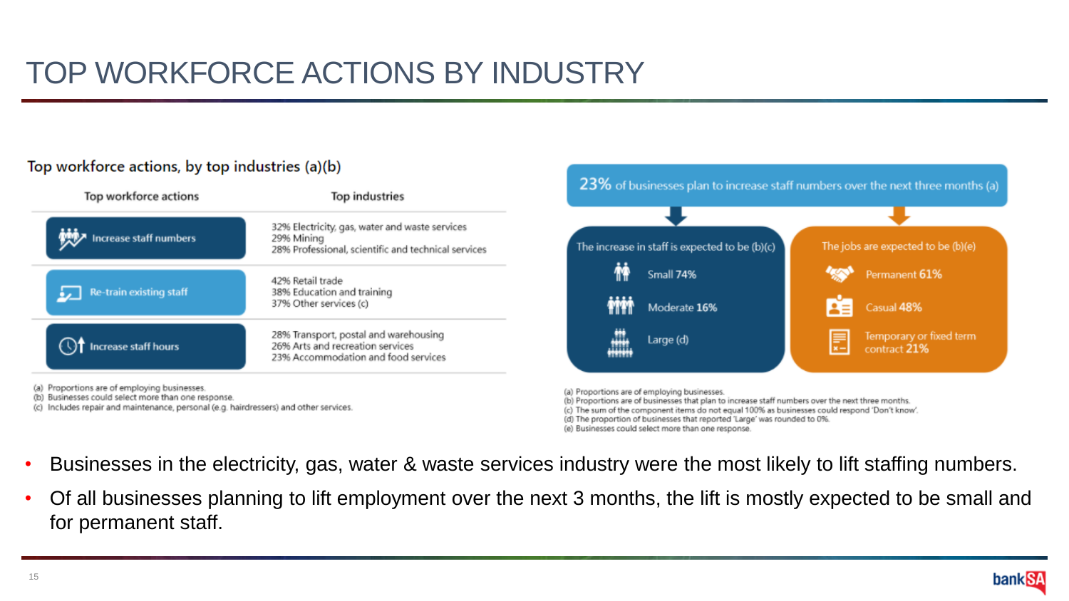# TOP WORKFORCE ACTIONS BY INDUSTRY

## Top workforce actions, by top industries (a)(b)

| Top workforce actions | Top industries |
| --- | --- |
| Increase staff numbers | 32% Electricity, gas, water and waste services<br>29% Mining<br>28% Professional, scientific and technical services |
| Re-train existing staff | 42% Retail trade<br>38% Education and training<br>37% Other services (c) |
| Increase staff hours | 28% Transport, postal and warehousing<br>26% Arts and recreation services<br>23% Accommodation and food services |

(a) Proportions are of employing businesses.
(b) Businesses could select more than one response.
(c) Includes repair and maintenance, personal (e.g. hairdressers) and other services.

**23%** of businesses plan to increase staff numbers over the next three months (a)

| The increase in staff is expected to be (b)(c) | |
| --- | --- |
| Small | 74% |
| Moderate | 16% |
| Large (d) | |

| The jobs are expected to be (b)(e) | |
| --- | --- |
| Permanent | 61% |
| Casual | 48% |
| Temporary or fixed term contract | 21% |

(a) Proportions are of employing businesses.
(b) Proportions are of businesses that plan to increase staff numbers over the next three months.
(c) The sum of the component items do not equal 100% as businesses could respond 'Don't know'.
(d) The proportion of businesses that reported 'Large' was rounded to 0%.
(e) Businesses could select more than one response.

- Businesses in the electricity, gas, water & waste services industry were the most likely to lift staffing numbers.
- Of all businesses planning to lift employment over the next 3 months, the lift is mostly expected to be small and for permanent staff.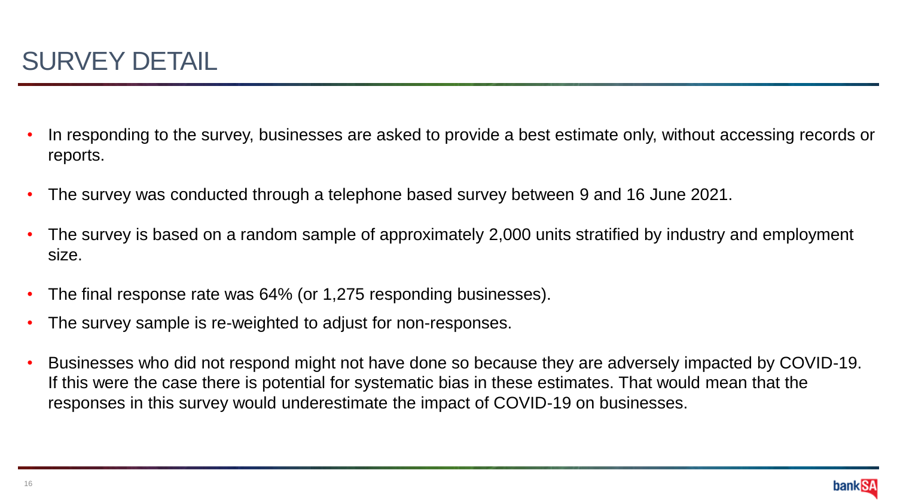# SURVEY DETAIL

- In responding to the survey, businesses are asked to provide a best estimate only, without accessing records or reports.
- The survey was conducted through a telephone based survey between 9 and 16 June 2021.
- The survey is based on a random sample of approximately 2,000 units stratified by industry and employment size.
- The final response rate was 64% (or 1,275 responding businesses).
- The survey sample is re-weighted to adjust for non-responses.
- Businesses who did not respond might not have done so because they are adversely impacted by COVID-19. If this were the case there is potential for systematic bias in these estimates. That would mean that the responses in this survey would underestimate the impact of COVID-19 on businesses.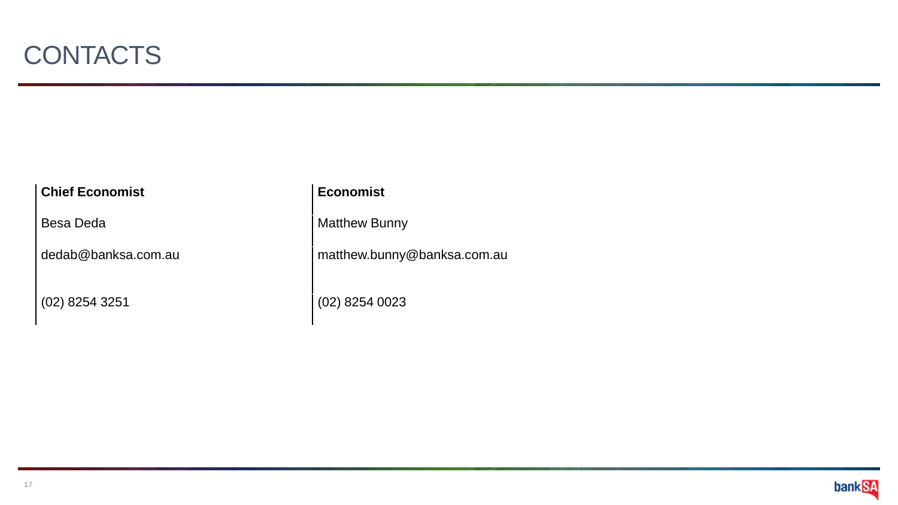# CONTACTS

**Chief Economist**

Besa Deda

dedab@banksa.com.au

(02) 8254 3251

**Economist**

Matthew Bunny

matthew.bunny@banksa.com.au

(02) 8254 0023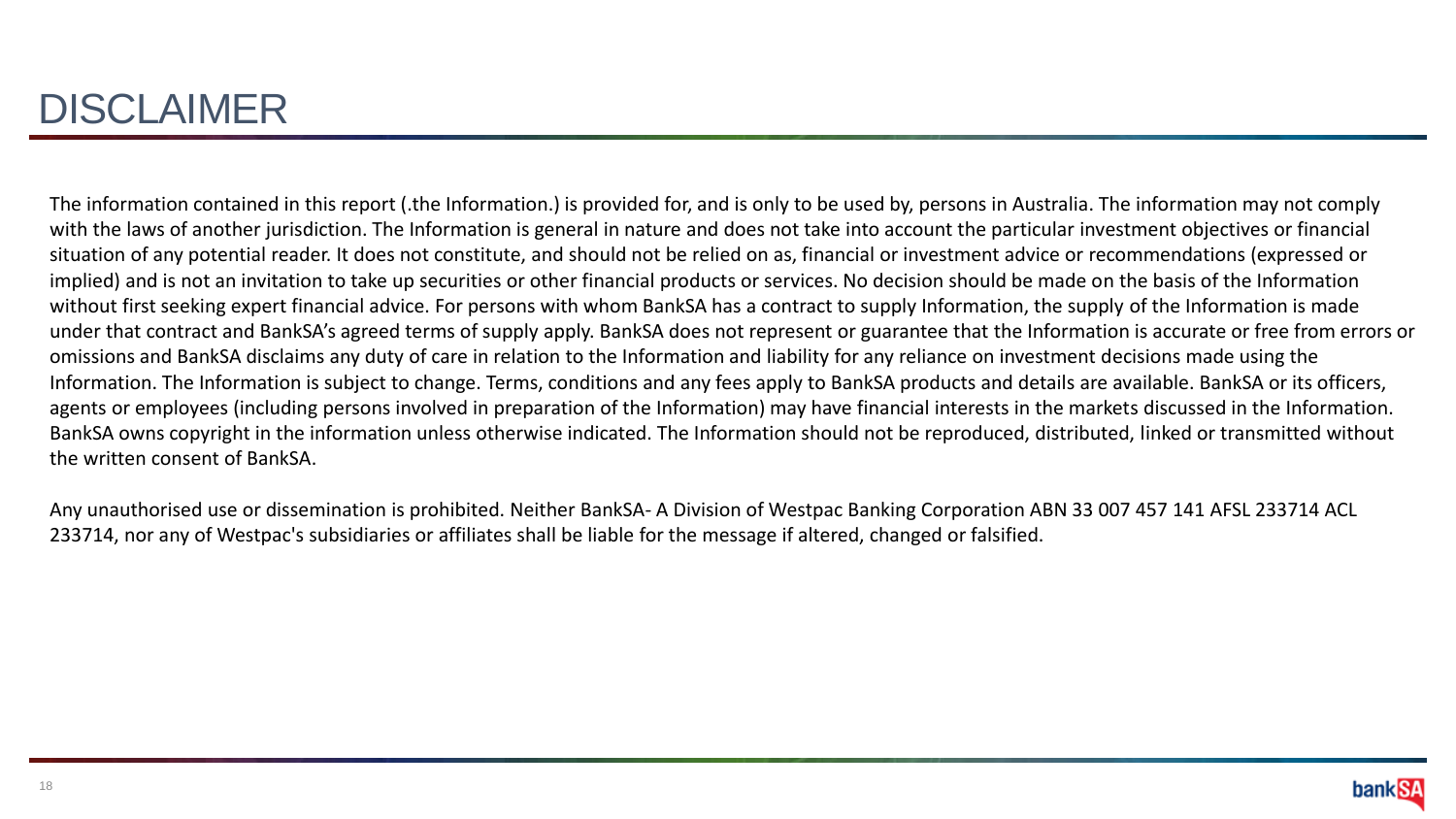# DISCLAIMER

The information contained in this report (.the Information.) is provided for, and is only to be used by, persons in Australia. The information may not comply with the laws of another jurisdiction. The Information is general in nature and does not take into account the particular investment objectives or financial situation of any potential reader. It does not constitute, and should not be relied on as, financial or investment advice or recommendations (expressed or implied) and is not an invitation to take up securities or other financial products or services. No decision should be made on the basis of the Information without first seeking expert financial advice. For persons with whom BankSA has a contract to supply Information, the supply of the Information is made under that contract and BankSA's agreed terms of supply apply. BankSA does not represent or guarantee that the Information is accurate or free from errors or omissions and BankSA disclaims any duty of care in relation to the Information and liability for any reliance on investment decisions made using the Information. The Information is subject to change. Terms, conditions and any fees apply to BankSA products and details are available. BankSA or its officers, agents or employees (including persons involved in preparation of the Information) may have financial interests in the markets discussed in the Information. BankSA owns copyright in the information unless otherwise indicated. The Information should not be reproduced, distributed, linked or transmitted without the written consent of BankSA.

Any unauthorised use or dissemination is prohibited. Neither BankSA- A Division of Westpac Banking Corporation ABN 33 007 457 141 AFSL 233714 ACL 233714, nor any of Westpac's subsidiaries or affiliates shall be liable for the message if altered, changed or falsified.